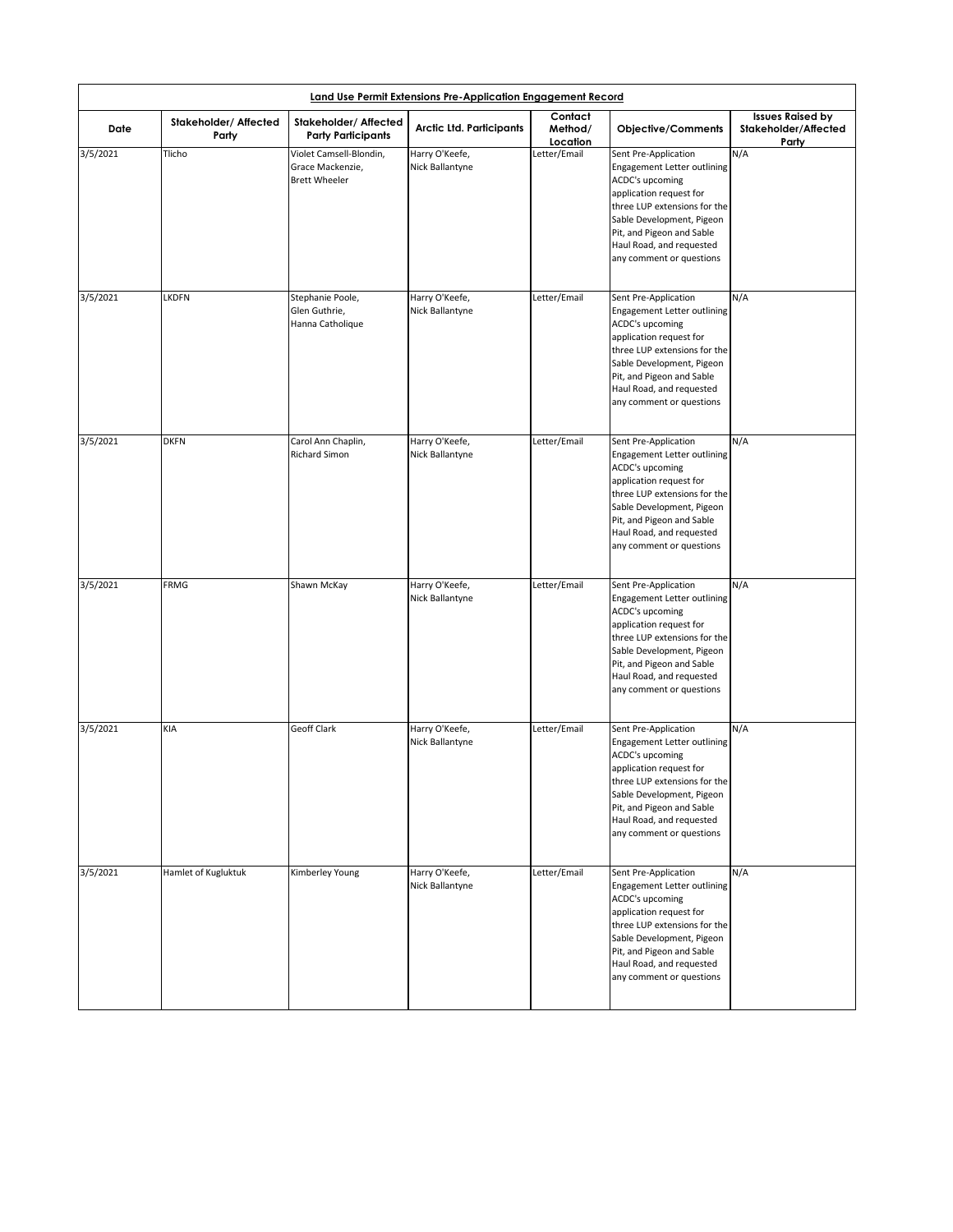**Land Use Permit Extensions Pre-Application Engagement Record**

| Date | Stakeholder/ Affected Party | Stakeholder/ Affected Party Participants | Arctic Ltd. Participants | Contact Method/ Location | Objective/Comments | Issues Raised by Stakeholder/Affected Party |
| --- | --- | --- | --- | --- | --- | --- |
| 3/5/2021 | Tlicho | Violet Camsell-Blondin, Grace Mackenzie, Brett Wheeler | Harry O'Keefe, Nick Ballantyne | Letter/Email | Sent Pre-Application Engagement Letter outlining ACDC's upcoming application request for three LUP extensions for the Sable Development, Pigeon Pit, and Pigeon and Sable Haul Road, and requested any comment or questions | N/A |
| 3/5/2021 | LKDFN | Stephanie Poole, Glen Guthrie, Hanna Catholique | Harry O'Keefe, Nick Ballantyne | Letter/Email | Sent Pre-Application Engagement Letter outlining ACDC's upcoming application request for three LUP extensions for the Sable Development, Pigeon Pit, and Pigeon and Sable Haul Road, and requested any comment or questions | N/A |
| 3/5/2021 | DKFN | Carol Ann Chaplin, Richard Simon | Harry O'Keefe, Nick Ballantyne | Letter/Email | Sent Pre-Application Engagement Letter outlining ACDC's upcoming application request for three LUP extensions for the Sable Development, Pigeon Pit, and Pigeon and Sable Haul Road, and requested any comment or questions | N/A |
| 3/5/2021 | FRMG | Shawn McKay | Harry O'Keefe, Nick Ballantyne | Letter/Email | Sent Pre-Application Engagement Letter outlining ACDC's upcoming application request for three LUP extensions for the Sable Development, Pigeon Pit, and Pigeon and Sable Haul Road, and requested any comment or questions | N/A |
| 3/5/2021 | KIA | Geoff Clark | Harry O'Keefe, Nick Ballantyne | Letter/Email | Sent Pre-Application Engagement Letter outlining ACDC's upcoming application request for three LUP extensions for the Sable Development, Pigeon Pit, and Pigeon and Sable Haul Road, and requested any comment or questions | N/A |
| 3/5/2021 | Hamlet of Kugluktuk | Kimberley Young | Harry O'Keefe, Nick Ballantyne | Letter/Email | Sent Pre-Application Engagement Letter outlining ACDC's upcoming application request for three LUP extensions for the Sable Development, Pigeon Pit, and Pigeon and Sable Haul Road, and requested any comment or questions | N/A |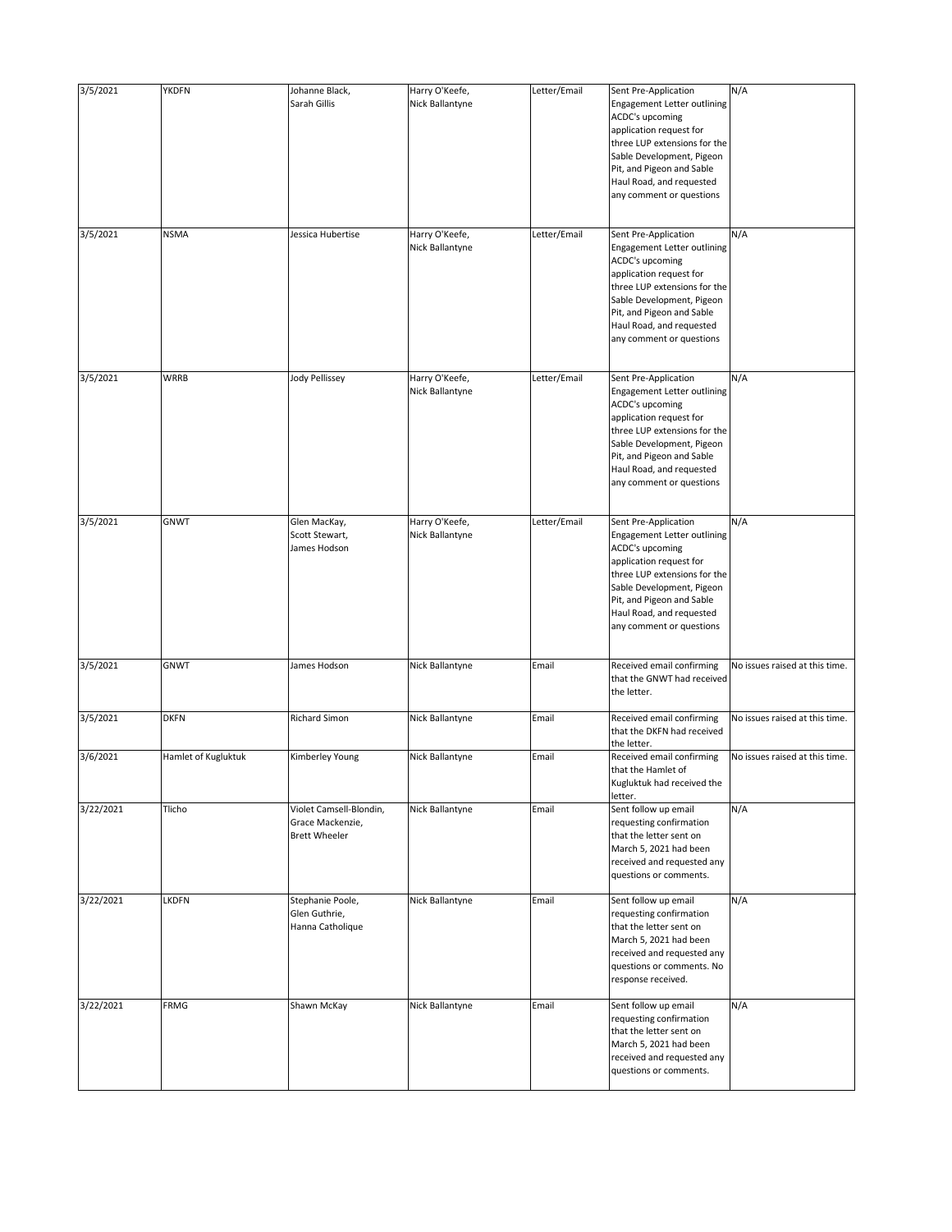| | | | | | | |
|---|---|---|---|---|---|---|
| 3/5/2021 | YKDFN | Johanne Black, Sarah Gillis | Harry O'Keefe, Nick Ballantyne | Letter/Email | Sent Pre-Application Engagement Letter outlining ACDC's upcoming application request for three LUP extensions for the Sable Development, Pigeon Pit, and Pigeon and Sable Haul Road, and requested any comment or questions | N/A |
| 3/5/2021 | NSMA | Jessica Hubertise | Harry O'Keefe, Nick Ballantyne | Letter/Email | Sent Pre-Application Engagement Letter outlining ACDC's upcoming application request for three LUP extensions for the Sable Development, Pigeon Pit, and Pigeon and Sable Haul Road, and requested any comment or questions | N/A |
| 3/5/2021 | WRRB | Jody Pellissey | Harry O'Keefe, Nick Ballantyne | Letter/Email | Sent Pre-Application Engagement Letter outlining ACDC's upcoming application request for three LUP extensions for the Sable Development, Pigeon Pit, and Pigeon and Sable Haul Road, and requested any comment or questions | N/A |
| 3/5/2021 | GNWT | Glen MacKay, Scott Stewart, James Hodson | Harry O'Keefe, Nick Ballantyne | Letter/Email | Sent Pre-Application Engagement Letter outlining ACDC's upcoming application request for three LUP extensions for the Sable Development, Pigeon Pit, and Pigeon and Sable Haul Road, and requested any comment or questions | N/A |
| 3/5/2021 | GNWT | James Hodson | Nick Ballantyne | Email | Received email confirming that the GNWT had received the letter. | No issues raised at this time. |
| 3/5/2021 | DKFN | Richard Simon | Nick Ballantyne | Email | Received email confirming that the DKFN had received the letter. | No issues raised at this time. |
| 3/6/2021 | Hamlet of Kugluktuk | Kimberley Young | Nick Ballantyne | Email | Received email confirming that the Hamlet of Kugluktuk had received the letter. | No issues raised at this time. |
| 3/22/2021 | Tlicho | Violet Camsell-Blondin, Grace Mackenzie, Brett Wheeler | Nick Ballantyne | Email | Sent follow up email requesting confirmation that the letter sent on March 5, 2021 had been received and requested any questions or comments. | N/A |
| 3/22/2021 | LKDFN | Stephanie Poole, Glen Guthrie, Hanna Catholique | Nick Ballantyne | Email | Sent follow up email requesting confirmation that the letter sent on March 5, 2021 had been received and requested any questions or comments. No response received. | N/A |
| 3/22/2021 | FRMG | Shawn McKay | Nick Ballantyne | Email | Sent follow up email requesting confirmation that the letter sent on March 5, 2021 had been received and requested any questions or comments. | N/A |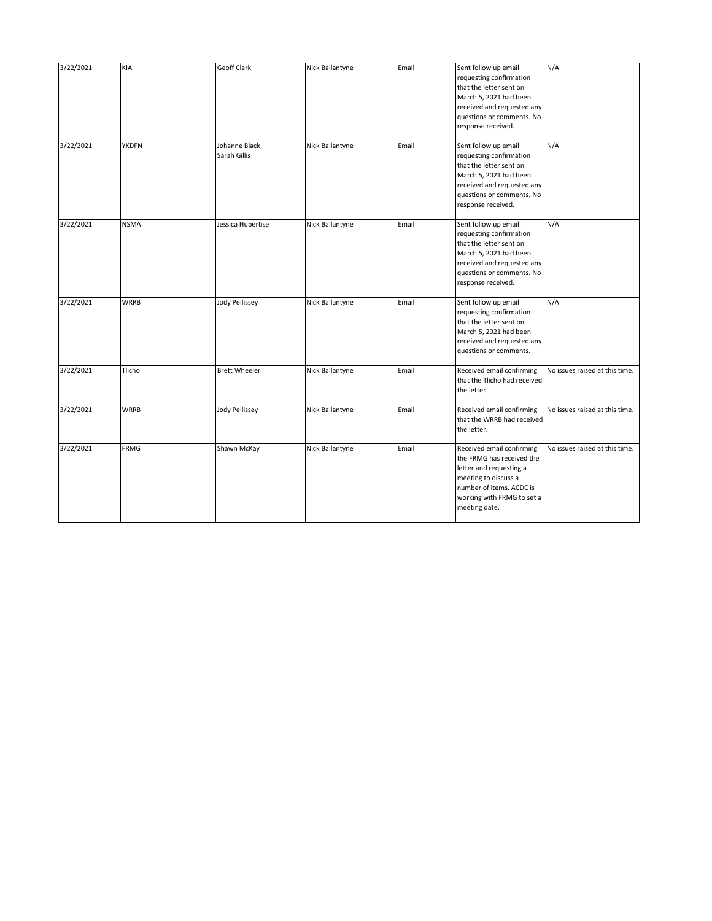| | | | | | | |
|---|---|---|---|---|---|---|
| 3/22/2021 | KIA | Geoff Clark | Nick Ballantyne | Email | Sent follow up email requesting confirmation that the letter sent on March 5, 2021 had been received and requested any questions or comments. No response received. | N/A |
| 3/22/2021 | YKDFN | Johanne Black, Sarah Gillis | Nick Ballantyne | Email | Sent follow up email requesting confirmation that the letter sent on March 5, 2021 had been received and requested any questions or comments. No response received. | N/A |
| 3/22/2021 | NSMA | Jessica Hubertise | Nick Ballantyne | Email | Sent follow up email requesting confirmation that the letter sent on March 5, 2021 had been received and requested any questions or comments. No response received. | N/A |
| 3/22/2021 | WRRB | Jody Pellissey | Nick Ballantyne | Email | Sent follow up email requesting confirmation that the letter sent on March 5, 2021 had been received and requested any questions or comments. | N/A |
| 3/22/2021 | Tlicho | Brett Wheeler | Nick Ballantyne | Email | Received email confirming that the Tlicho had received the letter. | No issues raised at this time. |
| 3/22/2021 | WRRB | Jody Pellissey | Nick Ballantyne | Email | Received email confirming that the WRRB had received the letter. | No issues raised at this time. |
| 3/22/2021 | FRMG | Shawn McKay | Nick Ballantyne | Email | Received email confirming the FRMG has received the letter and requesting a meeting to discuss a number of items. ACDC is working with FRMG to set a meeting date. | No issues raised at this time. |